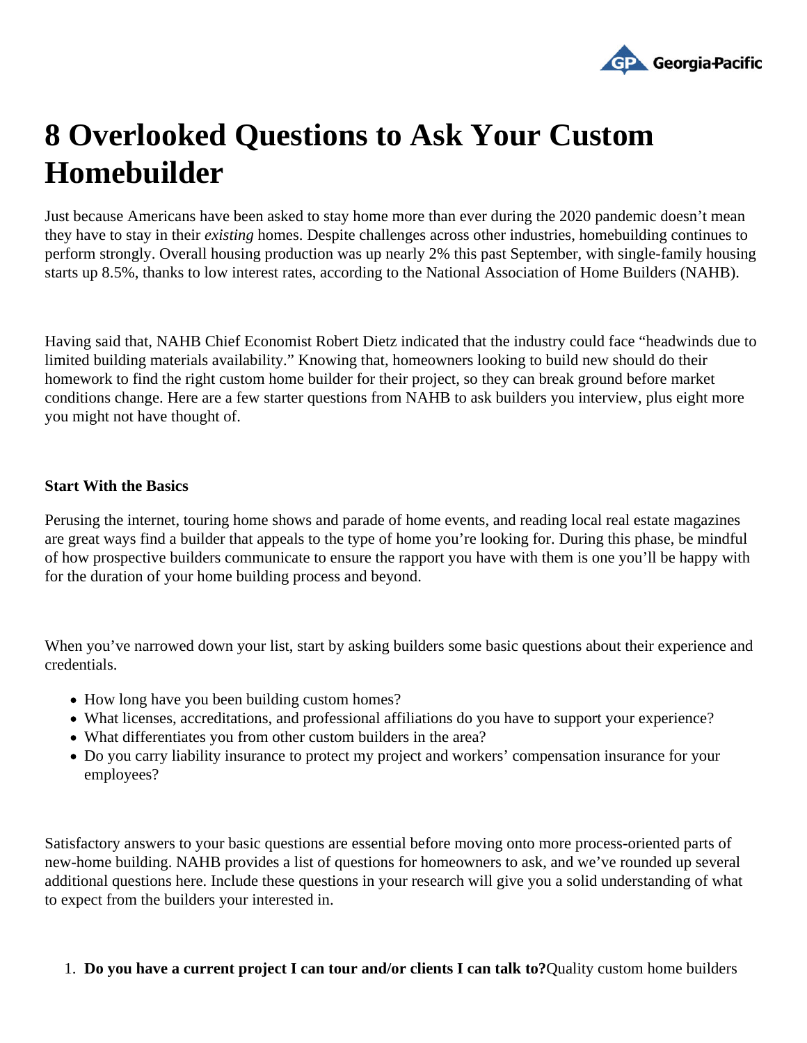# 8 Overlooked Questions to Ask Your Custom Homebuilder

Just because Americans have been asked to stay home more than ever during the 2020 pandemic doesn't mean they have to stay in their *existing* homes. Despite challenges across other industries, homebuilding continues to perform strongly. Overall housing production was up nearly 2% this past September, with single-family housing starts up 8.5%, thanks to low interest rates, according to the National Association of Home Builders (NAHB).

Having said that, NAHB Chief Economist Robert Dietz indicated that the industry could face "headwinds due to limited building materials availability." Knowing that, homeowners looking to build new should do their homework to find the right custom home builder for their project, so they can break ground before market conditions change. Here are a few starter questions from NAHB to ask builders you interview, plus eight more you might not have thought of.

**Start With the Basics**

Perusing the internet, touring home shows and parade of home events, and reading local real estate magazines are great ways find a builder that appeals to the type of home you're looking for. During this phase, be mindful of how prospective builders communicate to ensure the rapport you have with them is one you'll be happy with for the duration of your home building process and beyond.

When you've narrowed down your list, start by asking builders some basic questions about their experience and credentials.

- How long have you been building custom homes?
- What licenses, accreditations, and professional affiliations do you have to support your experience?
- What differentiates you from other custom builders in the area?
- Do you carry liability insurance to protect my project and workers' compensation insurance for your employees?

Satisfactory answers to your basic questions are essential before moving onto more process-oriented parts of new-home building. NAHB provides a list of questions for homeowners to ask, and we've rounded up several additional questions here. Include these questions in your research will give you a solid understanding of what to expect from the builders your interested in.

1. **Do you have a current project I can tour and/or clients I can talk to?**Quality custom home builders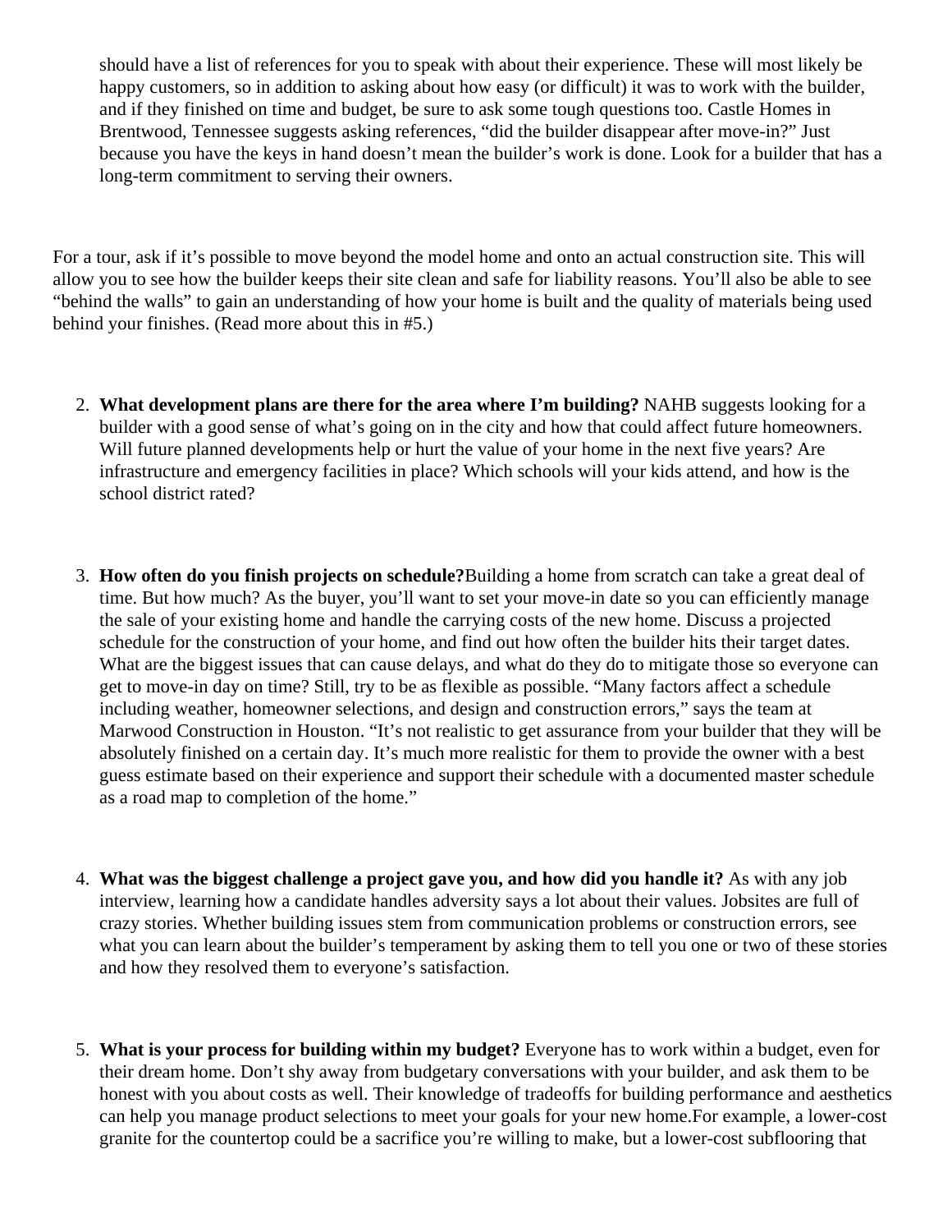should have a list of references for you to speak with about their experience. These will most likely be happy customers, so in addition to asking about how easy (or difficult) it was to work with the builder, and if they finished on time and budget, be sure to ask some tough questions too. Castle Homes in Brentwood, Tennessee suggests asking references, "did the builder disappear after move-in?" Just because you have the keys in hand doesn't mean the builder's work is done. Look for a builder that has a long-term commitment to serving their owners.

For a tour, ask if it's possible to move beyond the model home and onto an actual construction site. This will allow you to see how the builder keeps their site clean and safe for liability reasons. You'll also be able to see "behind the walls" to gain an understanding of how your home is built and the quality of materials being used behind your finishes. (Read more about this in #5.)

2. **What development plans are there for the area where I'm building?** NAHB suggests looking for a builder with a good sense of what's going on in the city and how that could affect future homeowners. Will future planned developments help or hurt the value of your home in the next five years? Are infrastructure and emergency facilities in place? Which schools will your kids attend, and how is the school district rated?

3. **How often do you finish projects on schedule?**Building a home from scratch can take a great deal of time. But how much? As the buyer, you'll want to set your move-in date so you can efficiently manage the sale of your existing home and handle the carrying costs of the new home. Discuss a projected schedule for the construction of your home, and find out how often the builder hits their target dates. What are the biggest issues that can cause delays, and what do they do to mitigate those so everyone can get to move-in day on time? Still, try to be as flexible as possible. "Many factors affect a schedule including weather, homeowner selections, and design and construction errors," says the team at Marwood Construction in Houston. "It's not realistic to get assurance from your builder that they will be absolutely finished on a certain day. It's much more realistic for them to provide the owner with a best guess estimate based on their experience and support their schedule with a documented master schedule as a road map to completion of the home."

4. **What was the biggest challenge a project gave you, and how did you handle it?** As with any job interview, learning how a candidate handles adversity says a lot about their values. Jobsites are full of crazy stories. Whether building issues stem from communication problems or construction errors, see what you can learn about the builder's temperament by asking them to tell you one or two of these stories and how they resolved them to everyone's satisfaction.

5. **What is your process for building within my budget?** Everyone has to work within a budget, even for their dream home. Don't shy away from budgetary conversations with your builder, and ask them to be honest with you about costs as well. Their knowledge of tradeoffs for building performance and aesthetics can help you manage product selections to meet your goals for your new home.For example, a lower-cost granite for the countertop could be a sacrifice you're willing to make, but a lower-cost subflooring that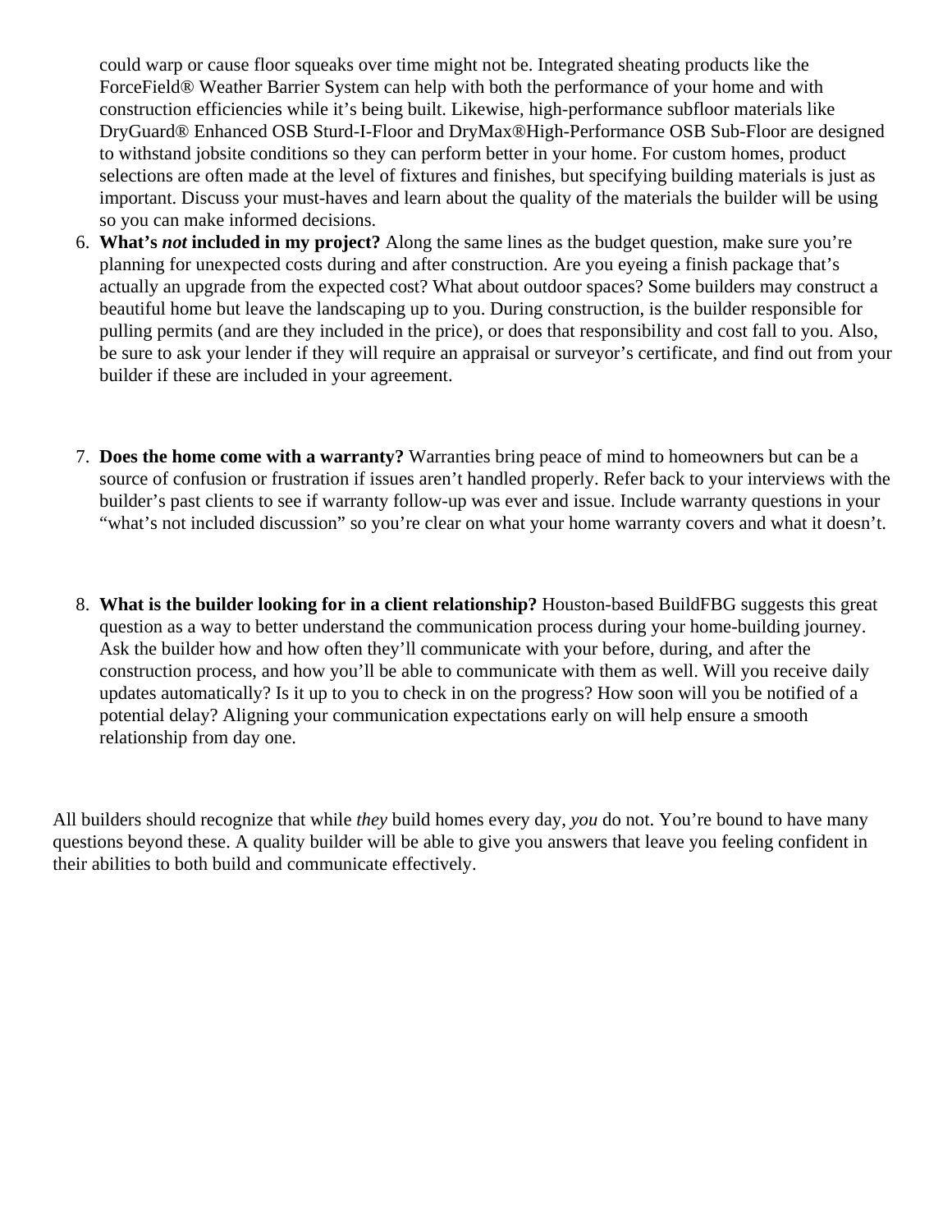could warp or cause floor squeaks over time might not be. Integrated sheating products like the ForceField® Weather Barrier System can help with both the performance of your home and with construction efficiencies while it's being built. Likewise, high-performance subfloor materials like DryGuard® Enhanced OSB Sturd-I-Floor and DryMax®High-Performance OSB Sub-Floor are designed to withstand jobsite conditions so they can perform better in your home. For custom homes, product selections are often made at the level of fixtures and finishes, but specifying building materials is just as important. Discuss your must-haves and learn about the quality of the materials the builder will be using so you can make informed decisions.

6. **What's *not* included in my project?** Along the same lines as the budget question, make sure you're planning for unexpected costs during and after construction. Are you eyeing a finish package that's actually an upgrade from the expected cost? What about outdoor spaces? Some builders may construct a beautiful home but leave the landscaping up to you. During construction, is the builder responsible for pulling permits (and are they included in the price), or does that responsibility and cost fall to you. Also, be sure to ask your lender if they will require an appraisal or surveyor's certificate, and find out from your builder if these are included in your agreement.

7. **Does the home come with a warranty?** Warranties bring peace of mind to homeowners but can be a source of confusion or frustration if issues aren't handled properly. Refer back to your interviews with the builder's past clients to see if warranty follow-up was ever and issue. Include warranty questions in your "what's not included discussion" so you're clear on what your home warranty covers and what it doesn't.

8. **What is the builder looking for in a client relationship?** Houston-based BuildFBG suggests this great question as a way to better understand the communication process during your home-building journey. Ask the builder how and how often they'll communicate with your before, during, and after the construction process, and how you'll be able to communicate with them as well. Will you receive daily updates automatically? Is it up to you to check in on the progress? How soon will you be notified of a potential delay? Aligning your communication expectations early on will help ensure a smooth relationship from day one.

All builders should recognize that while *they* build homes every day, *you* do not. You're bound to have many questions beyond these. A quality builder will be able to give you answers that leave you feeling confident in their abilities to both build and communicate effectively.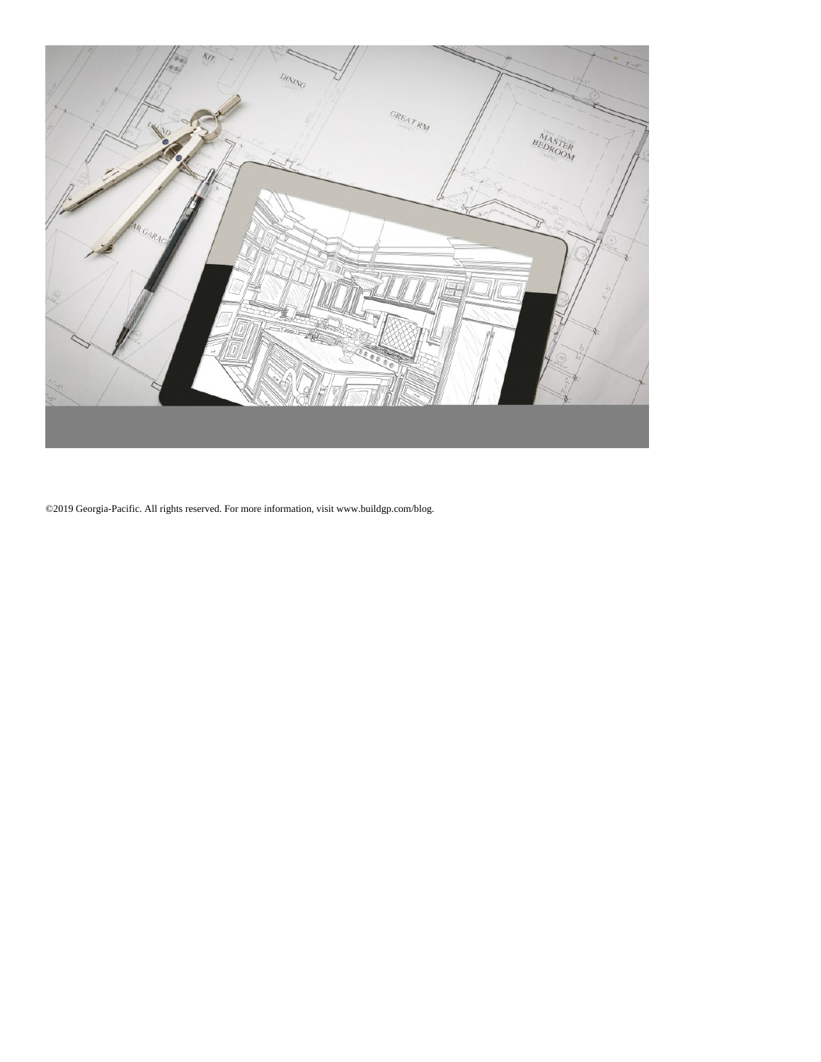©2019 Georgia-Pacific. All rights reserved. For more information, visit www.buildgp.com/blog.